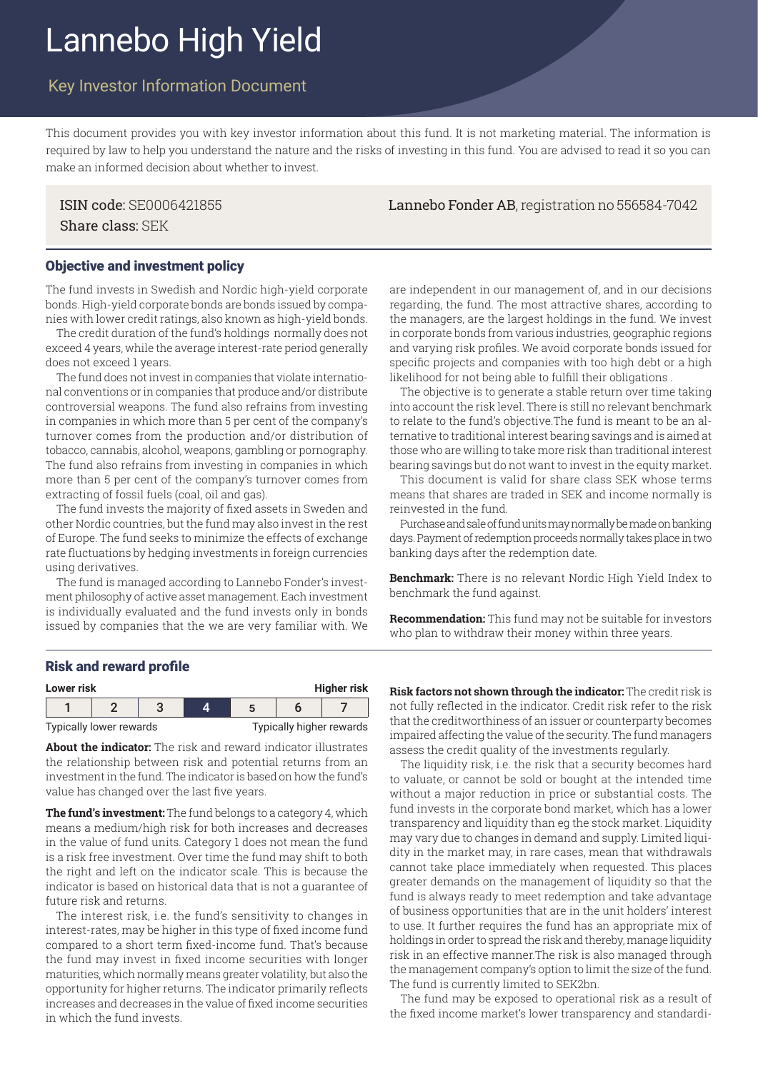# Lannebo High Yield

## Key Investor Information Document

This document provides you with key investor information about this fund. It is not marketing material. The information is required by law to help you understand the nature and the risks of investing in this fund. You are advised to read it so you can make an informed decision about whether to invest.

ISIN code: SE0006421855
Share class: SEK

**Lannebo Fonder AB**, registration no 556584-7042

### Objective and investment policy

The fund invests in Swedish and Nordic high-yield corporate bonds. High-yield corporate bonds are bonds issued by companies with lower credit ratings, also known as high-yield bonds.

The credit duration of the fund's holdings normally does not exceed 4 years, while the average interest-rate period generally does not exceed 1 years.

The fund does not invest in companies that violate international conventions or in companies that produce and/or distribute controversial weapons. The fund also refrains from investing in companies in which more than 5 per cent of the company's turnover comes from the production and/or distribution of tobacco, cannabis, alcohol, weapons, gambling or pornography. The fund also refrains from investing in companies in which more than 5 per cent of the company's turnover comes from extracting of fossil fuels (coal, oil and gas).

The fund invests the majority of fixed assets in Sweden and other Nordic countries, but the fund may also invest in the rest of Europe. The fund seeks to minimize the effects of exchange rate fluctuations by hedging investments in foreign currencies using derivatives.

The fund is managed according to Lannebo Fonder's investment philosophy of active asset management. Each investment is individually evaluated and the fund invests only in bonds issued by companies that the we are very familiar with. We are independent in our management of, and in our decisions regarding, the fund. The most attractive shares, according to the managers, are the largest holdings in the fund. We invest in corporate bonds from various industries, geographic regions and varying risk profiles. We avoid corporate bonds issued for specific projects and companies with too high debt or a high likelihood for not being able to fulfill their obligations .

The objective is to generate a stable return over time taking into account the risk level. There is still no relevant benchmark to relate to the fund's objective.The fund is meant to be an alternative to traditional interest bearing savings and is aimed at those who are willing to take more risk than traditional interest bearing savings but do not want to invest in the equity market.

This document is valid for share class SEK whose terms means that shares are traded in SEK and income normally is reinvested in the fund.

Purchase and sale of fund units may normally be made on banking days. Payment of redemption proceeds normally takes place in two banking days after the redemption date.

**Benchmark:** There is no relevant Nordic High Yield Index to benchmark the fund against.

**Recommendation:** This fund may not be suitable for investors who plan to withdraw their money within three years.

### Risk and reward profile

| Lower risk | | | | | | Higher risk |
|---|---|---|---|---|---|---|
| 1 | 2 | 3 | **4** | 5 | 6 | 7 |
| Typically lower rewards | | | | | | Typically higher rewards |

**About the indicator:** The risk and reward indicator illustrates the relationship between risk and potential returns from an investment in the fund. The indicator is based on how the fund's value has changed over the last five years.

**The fund's investment:** The fund belongs to a category 4, which means a medium/high risk for both increases and decreases in the value of fund units. Category 1 does not mean the fund is a risk free investment. Over time the fund may shift to both the right and left on the indicator scale. This is because the indicator is based on historical data that is not a guarantee of future risk and returns.

The interest risk, i.e. the fund's sensitivity to changes in interest-rates, may be higher in this type of fixed income fund compared to a short term fixed-income fund. That's because the fund may invest in fixed income securities with longer maturities, which normally means greater volatility, but also the opportunity for higher returns. The indicator primarily reflects increases and decreases in the value of fixed income securities in which the fund invests.

**Risk factors not shown through the indicator:** The credit risk is not fully reflected in the indicator. Credit risk refer to the risk that the creditworthiness of an issuer or counterparty becomes impaired affecting the value of the security. The fund managers assess the credit quality of the investments regularly.

The liquidity risk, i.e. the risk that a security becomes hard to valuate, or cannot be sold or bought at the intended time without a major reduction in price or substantial costs. The fund invests in the corporate bond market, which has a lower transparency and liquidity than eg the stock market. Liquidity may vary due to changes in demand and supply. Limited liquidity in the market may, in rare cases, mean that withdrawals cannot take place immediately when requested. This places greater demands on the management of liquidity so that the fund is always ready to meet redemption and take advantage of business opportunities that are in the unit holders' interest to use. It further requires the fund has an appropriate mix of holdings in order to spread the risk and thereby, manage liquidity risk in an effective manner.The risk is also managed through the management company's option to limit the size of the fund. The fund is currently limited to SEK2bn.

The fund may be exposed to operational risk as a result of the fixed income market's lower transparency and standardi-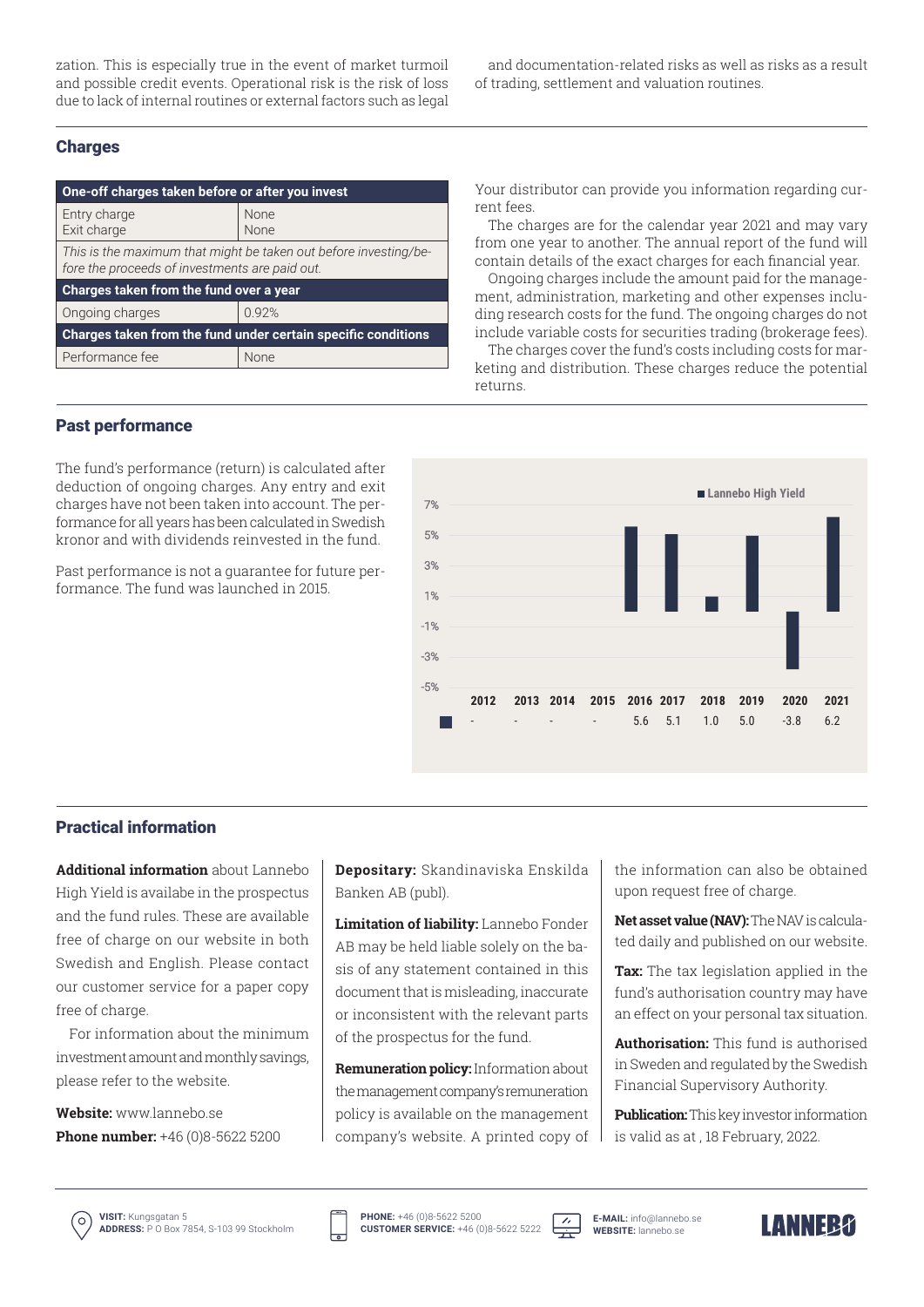zation. This is especially true in the event of market turmoil and possible credit events. Operational risk is the risk of loss due to lack of internal routines or external factors such as legal and documentation-related risks as well as risks as a result of trading, settlement and valuation routines.

## Charges

| One-off charges taken before or after you invest | |
|---|---|
| Entry charge<br>Exit charge | None<br>None |
| *This is the maximum that might be taken out before investing/before the proceeds of investments are paid out.* | |
| **Charges taken from the fund over a year** | |
| Ongoing charges | 0.92% |
| **Charges taken from the fund under certain specific conditions** | |
| Performance fee | None |

Your distributor can provide you information regarding current fees.

The charges are for the calendar year 2021 and may vary from one year to another. The annual report of the fund will contain details of the exact charges for each financial year.

Ongoing charges include the amount paid for the management, administration, marketing and other expenses including research costs for the fund. The ongoing charges do not include variable costs for securities trading (brokerage fees).

The charges cover the fund's costs including costs for marketing and distribution. These charges reduce the potential returns.

## Past performance

The fund's performance (return) is calculated after deduction of ongoing charges. Any entry and exit charges have not been taken into account. The performance for all years has been calculated in Swedish kronor and with dividends reinvested in the fund.

Past performance is not a guarantee for future performance. The fund was launched in 2015.

Lannebo High Yield

7%
5%
3%
1%
-1%
-3%
-5%

2012 2013 2014 2015 2016 2017 2018 2019 2020 2021

- - - - 5.6 5.1 1.0 5.0 -3.8 6.2

## Practical information

**Additional information** about Lannebo High Yield is availabe in the prospectus and the fund rules. These are available free of charge on our website in both Swedish and English. Please contact our customer service for a paper copy free of charge.

For information about the minimum investment amount and monthly savings, please refer to the website.

**Website:** www.lannebo.se
**Phone number:** +46 (0)8-5622 5200

**Depositary:** Skandinaviska Enskilda Banken AB (publ).

**Limitation of liability:** Lannebo Fonder AB may be held liable solely on the basis of any statement contained in this document that is misleading, inaccurate or inconsistent with the relevant parts of the prospectus for the fund.

**Remuneration policy:** Information about the management company's remuneration policy is available on the management company's website. A printed copy of the information can also be obtained upon request free of charge.

**Net asset value (NAV):** The NAV is calculated daily and published on our website.

**Tax:** The tax legislation applied in the fund's authorisation country may have an effect on your personal tax situation.

**Authorisation:** This fund is authorised in Sweden and regulated by the Swedish Financial Supervisory Authority.

**Publication:** This key investor information is valid as at , 18 February, 2022.

**VISIT:** Kungsgatan 5
**ADDRESS:** P O Box 7854, S-103 99 Stockholm

**PHONE:** +46 (0)8-5622 5200
**CUSTOMER SERVICE:** +46 (0)8-5622 5222

**E-MAIL:** info@lannebo.se
**WEBSITE:** lannebo.se

LANNEBO